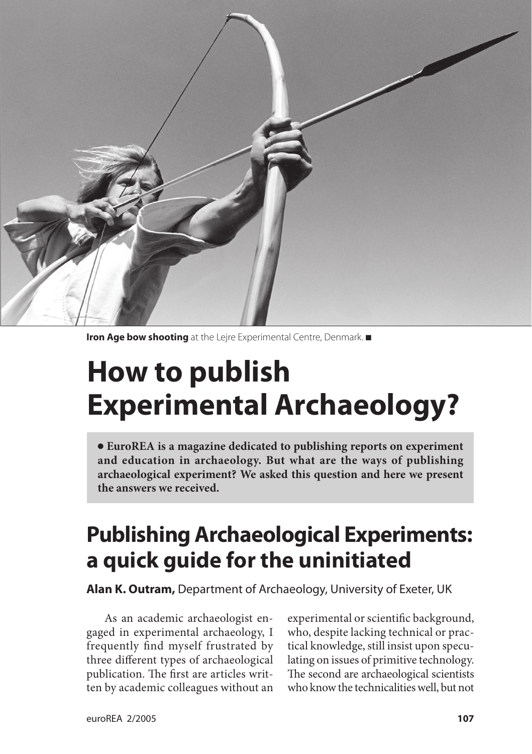**Iron Age bow shooting** at the Lejre Experimental Centre, Denmark. ■

# How to publish Experimental Archaeology?

● **EuroREA is a magazine dedicated to publishing reports on experiment and education in archaeology. But what are the ways of publishing archaeological experiment? We asked this question and here we present the answers we received.**

## Publishing Archaeological Experiments: a quick guide for the uninitiated

**Alan K. Outram,** Department of Archaeology, University of Exeter, UK

As an academic archaeologist engaged in experimental archaeology, I frequently find myself frustrated by three different types of archaeological publication. The first are articles written by academic colleagues without an experimental or scientific background, who, despite lacking technical or practical knowledge, still insist upon speculating on issues of primitive technology. The second are archaeological scientists who know the technicalities well, but not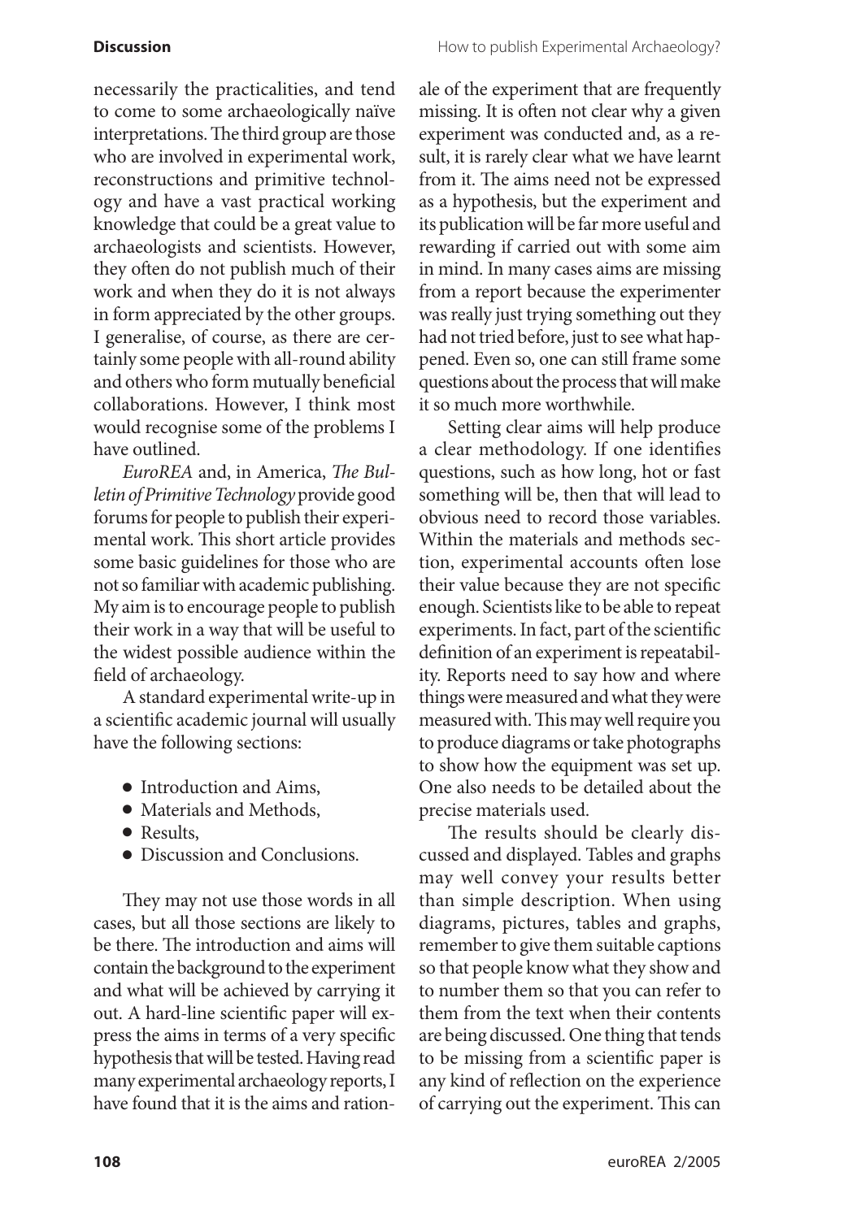necessarily the practicalities, and tend to come to some archaeologically naïve interpretations. The third group are those who are involved in experimental work, reconstructions and primitive technology and have a vast practical working knowledge that could be a great value to archaeologists and scientists. However, they often do not publish much of their work and when they do it is not always in form appreciated by the other groups. I generalise, of course, as there are certainly some people with all-round ability and others who form mutually beneficial collaborations. However, I think most would recognise some of the problems I have outlined.

*EuroREA* and, in America, *The Bulletin of Primitive Technology* provide good forums for people to publish their experimental work. This short article provides some basic guidelines for those who are not so familiar with academic publishing. My aim is to encourage people to publish their work in a way that will be useful to the widest possible audience within the field of archaeology.

A standard experimental write-up in a scientific academic journal will usually have the following sections:

- Introduction and Aims,
- Materials and Methods,
- Results,
- Discussion and Conclusions.

They may not use those words in all cases, but all those sections are likely to be there. The introduction and aims will contain the background to the experiment and what will be achieved by carrying it out. A hard-line scientific paper will express the aims in terms of a very specific hypothesis that will be tested. Having read many experimental archaeology reports, I have found that it is the aims and rationale of the experiment that are frequently missing. It is often not clear why a given experiment was conducted and, as a result, it is rarely clear what we have learnt from it. The aims need not be expressed as a hypothesis, but the experiment and its publication will be far more useful and rewarding if carried out with some aim in mind. In many cases aims are missing from a report because the experimenter was really just trying something out they had not tried before, just to see what happened. Even so, one can still frame some questions about the process that will make it so much more worthwhile.

Setting clear aims will help produce a clear methodology. If one identifies questions, such as how long, hot or fast something will be, then that will lead to obvious need to record those variables. Within the materials and methods section, experimental accounts often lose their value because they are not specific enough. Scientists like to be able to repeat experiments. In fact, part of the scientific definition of an experiment is repeatability. Reports need to say how and where things were measured and what they were measured with. This may well require you to produce diagrams or take photographs to show how the equipment was set up. One also needs to be detailed about the precise materials used.

The results should be clearly discussed and displayed. Tables and graphs may well convey your results better than simple description. When using diagrams, pictures, tables and graphs, remember to give them suitable captions so that people know what they show and to number them so that you can refer to them from the text when their contents are being discussed. One thing that tends to be missing from a scientific paper is any kind of reflection on the experience of carrying out the experiment. This can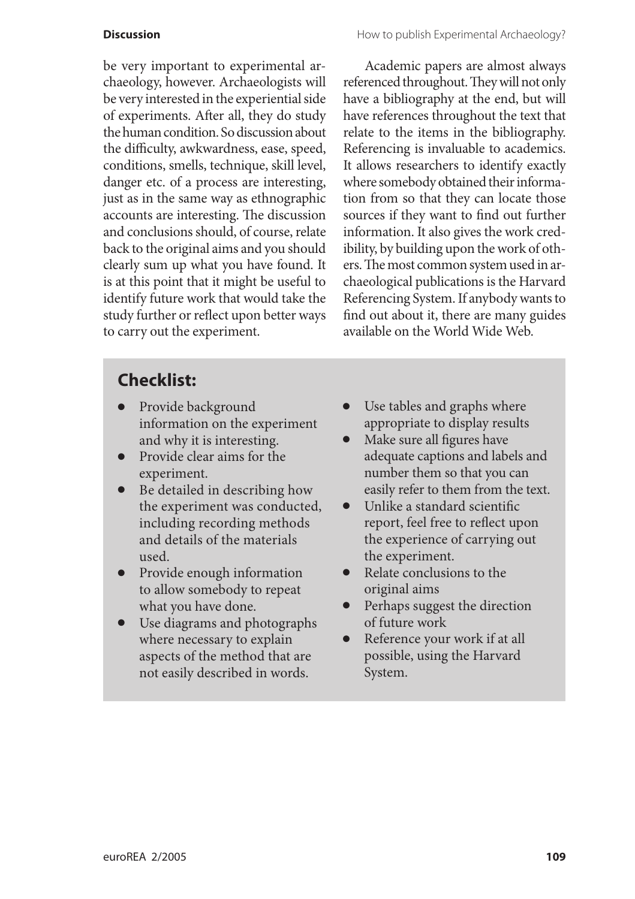be very important to experimental archaeology, however. Archaeologists will be very interested in the experiential side of experiments. After all, they do study the human condition. So discussion about the difficulty, awkwardness, ease, speed, conditions, smells, technique, skill level, danger etc. of a process are interesting, just as in the same way as ethnographic accounts are interesting. The discussion and conclusions should, of course, relate back to the original aims and you should clearly sum up what you have found. It is at this point that it might be useful to identify future work that would take the study further or reflect upon better ways to carry out the experiment.

Academic papers are almost always referenced throughout. They will not only have a bibliography at the end, but will have references throughout the text that relate to the items in the bibliography. Referencing is invaluable to academics. It allows researchers to identify exactly where somebody obtained their information from so that they can locate those sources if they want to find out further information. It also gives the work credibility, by building upon the work of others. The most common system used in archaeological publications is the Harvard Referencing System. If anybody wants to find out about it, there are many guides available on the World Wide Web.

## Checklist:

- Provide background information on the experiment and why it is interesting.
- Provide clear aims for the experiment.
- Be detailed in describing how the experiment was conducted, including recording methods and details of the materials used.
- Provide enough information to allow somebody to repeat what you have done.
- Use diagrams and photographs where necessary to explain aspects of the method that are not easily described in words.
- Use tables and graphs where appropriate to display results
- Make sure all figures have adequate captions and labels and number them so that you can easily refer to them from the text.
- Unlike a standard scientific report, feel free to reflect upon the experience of carrying out the experiment.
- Relate conclusions to the original aims
- Perhaps suggest the direction of future work
- Reference your work if at all possible, using the Harvard System.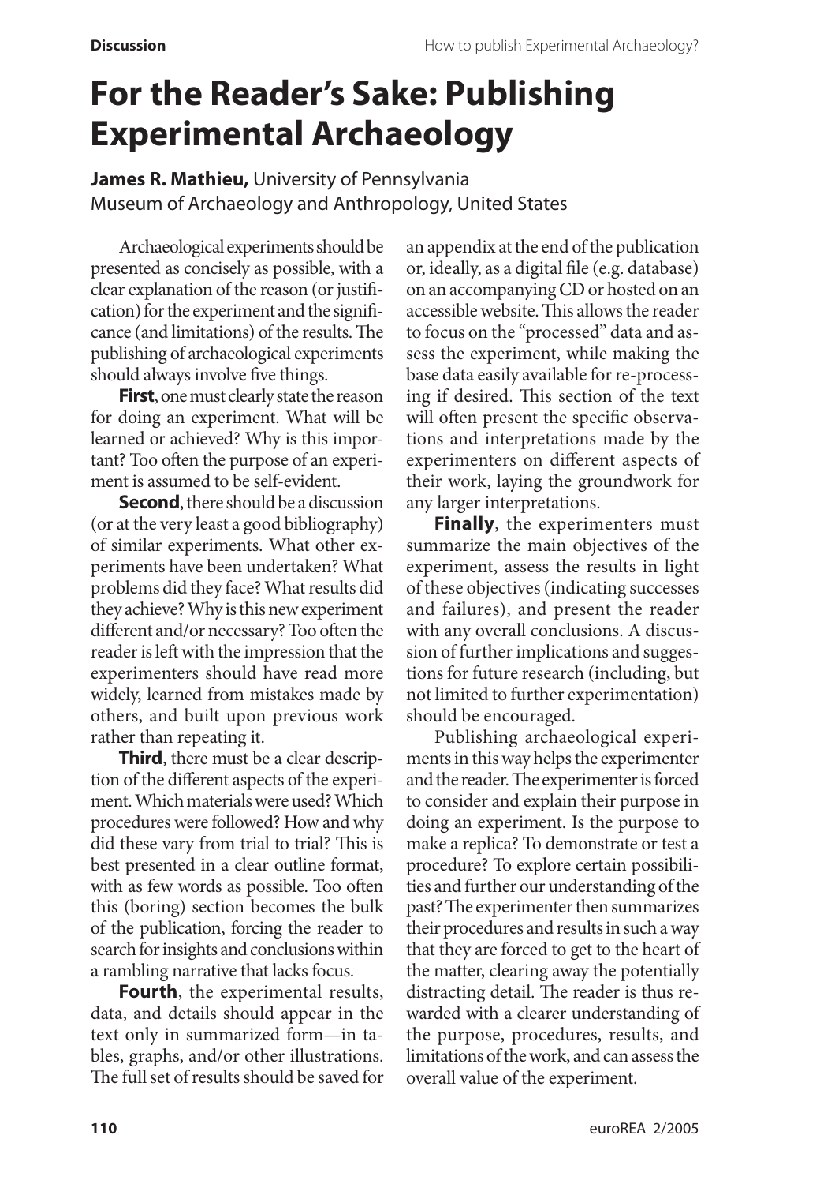# For the Reader's Sake: Publishing Experimental Archaeology

**James R. Mathieu,** University of Pennsylvania Museum of Archaeology and Anthropology, United States

Archaeological experiments should be presented as concisely as possible, with a clear explanation of the reason (or justification) for the experiment and the significance (and limitations) of the results. The publishing of archaeological experiments should always involve five things.

**First**, one must clearly state the reason for doing an experiment. What will be learned or achieved? Why is this important? Too often the purpose of an experiment is assumed to be self-evident.

**Second**, there should be a discussion (or at the very least a good bibliography) of similar experiments. What other experiments have been undertaken? What problems did they face? What results did they achieve? Why is this new experiment different and/or necessary? Too often the reader is left with the impression that the experimenters should have read more widely, learned from mistakes made by others, and built upon previous work rather than repeating it.

**Third**, there must be a clear description of the different aspects of the experiment. Which materials were used? Which procedures were followed? How and why did these vary from trial to trial? This is best presented in a clear outline format, with as few words as possible. Too often this (boring) section becomes the bulk of the publication, forcing the reader to search for insights and conclusions within a rambling narrative that lacks focus.

**Fourth**, the experimental results, data, and details should appear in the text only in summarized form—in tables, graphs, and/or other illustrations. The full set of results should be saved for an appendix at the end of the publication or, ideally, as a digital file (e.g. database) on an accompanying CD or hosted on an accessible website. This allows the reader to focus on the "processed" data and assess the experiment, while making the base data easily available for re-processing if desired. This section of the text will often present the specific observations and interpretations made by the experimenters on different aspects of their work, laying the groundwork for any larger interpretations.

**Finally**, the experimenters must summarize the main objectives of the experiment, assess the results in light of these objectives (indicating successes and failures), and present the reader with any overall conclusions. A discussion of further implications and suggestions for future research (including, but not limited to further experimentation) should be encouraged.

Publishing archaeological experiments in this way helps the experimenter and the reader. The experimenter is forced to consider and explain their purpose in doing an experiment. Is the purpose to make a replica? To demonstrate or test a procedure? To explore certain possibilities and further our understanding of the past? The experimenter then summarizes their procedures and results in such a way that they are forced to get to the heart of the matter, clearing away the potentially distracting detail. The reader is thus rewarded with a clearer understanding of the purpose, procedures, results, and limitations of the work, and can assess the overall value of the experiment.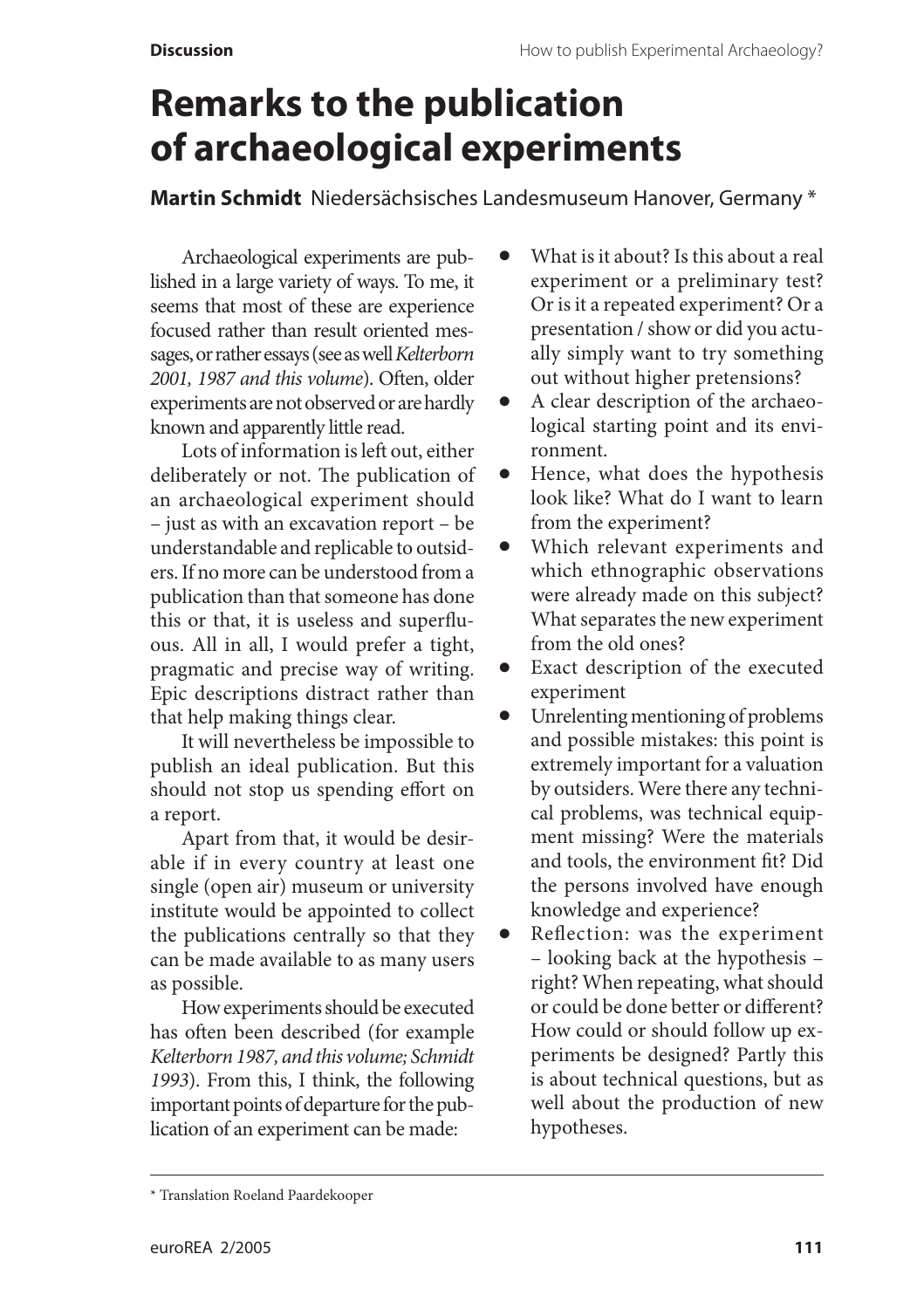# Remarks to the publication of archaeological experiments

**Martin Schmidt** Niedersächsisches Landesmuseum Hanover, Germany *

Archaeological experiments are published in a large variety of ways. To me, it seems that most of these are experience focused rather than result oriented messages, or rather essays (see as well *Kelterborn 2001, 1987 and this volume*). Often, older experiments are not observed or are hardly known and apparently little read.

Lots of information is left out, either deliberately or not. The publication of an archaeological experiment should – just as with an excavation report – be understandable and replicable to outsiders. If no more can be understood from a publication than that someone has done this or that, it is useless and superfluous. All in all, I would prefer a tight, pragmatic and precise way of writing. Epic descriptions distract rather than that help making things clear.

It will nevertheless be impossible to publish an ideal publication. But this should not stop us spending effort on a report.

Apart from that, it would be desirable if in every country at least one single (open air) museum or university institute would be appointed to collect the publications centrally so that they can be made available to as many users as possible.

How experiments should be executed has often been described (for example *Kelterborn 1987, and this volume; Schmidt 1993*). From this, I think, the following important points of departure for the publication of an experiment can be made:

- What is it about? Is this about a real experiment or a preliminary test? Or is it a repeated experiment? Or a presentation / show or did you actually simply want to try something out without higher pretensions?
- A clear description of the archaeological starting point and its environment.
- Hence, what does the hypothesis look like? What do I want to learn from the experiment?
- Which relevant experiments and which ethnographic observations were already made on this subject? What separates the new experiment from the old ones?
- Exact description of the executed experiment
- Unrelenting mentioning of problems and possible mistakes: this point is extremely important for a valuation by outsiders. Were there any technical problems, was technical equipment missing? Were the materials and tools, the environment fit? Did the persons involved have enough knowledge and experience?
- Reflection: was the experiment – looking back at the hypothesis – right? When repeating, what should or could be done better or different? How could or should follow up experiments be designed? Partly this is about technical questions, but as well about the production of new hypotheses.

---

* Translation Roeland Paardekooper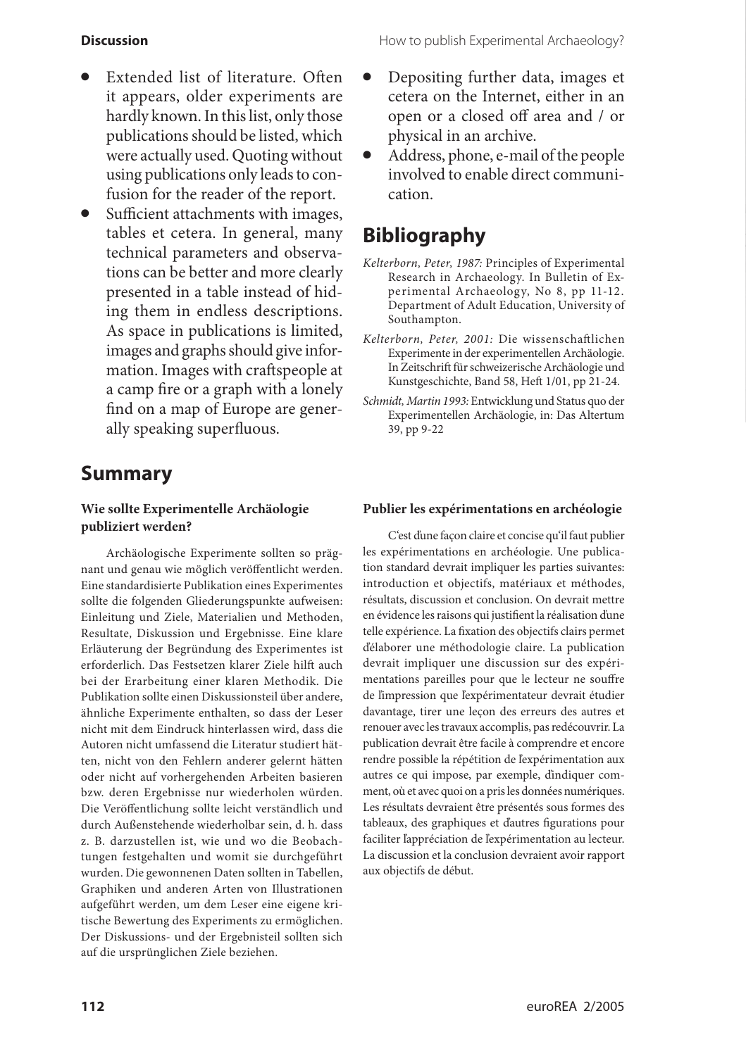- Extended list of literature. Often it appears, older experiments are hardly known. In this list, only those publications should be listed, which were actually used. Quoting without using publications only leads to confusion for the reader of the report.
- Sufficient attachments with images, tables et cetera. In general, many technical parameters and observations can be better and more clearly presented in a table instead of hiding them in endless descriptions. As space in publications is limited, images and graphs should give information. Images with craftspeople at a camp fire or a graph with a lonely find on a map of Europe are generally speaking superfluous.
- Depositing further data, images et cetera on the Internet, either in an open or a closed off area and / or physical in an archive.
- Address, phone, e-mail of the people involved to enable direct communication.

## Bibliography

*Kelterborn, Peter, 1987:* Principles of Experimental Research in Archaeology. In Bulletin of Experimental Archaeology, No 8, pp 11-12. Department of Adult Education, University of Southampton.

*Kelterborn, Peter, 2001:* Die wissenschaftlichen Experimente in der experimentellen Archäologie. In Zeitschrift für schweizerische Archäologie und Kunstgeschichte, Band 58, Heft 1/01, pp 21-24.

*Schmidt, Martin 1993:* Entwicklung und Status quo der Experimentellen Archäologie, in: Das Altertum 39, pp 9-22

## Summary

### Wie sollte Experimentelle Archäologie publiziert werden?

Archäologische Experimente sollten so prägnant und genau wie möglich veröffentlicht werden. Eine standardisierte Publikation eines Experimentes sollte die folgenden Gliederungspunkte aufweisen: Einleitung und Ziele, Materialien und Methoden, Resultate, Diskussion und Ergebnisse. Eine klare Erläuterung der Begründung des Experimentes ist erforderlich. Das Festsetzen klarer Ziele hilft auch bei der Erarbeitung einer klaren Methodik. Die Publikation sollte einen Diskussionsteil über andere, ähnliche Experimente enthalten, so dass der Leser nicht mit dem Eindruck hinterlassen wird, dass die Autoren nicht umfassend die Literatur studiert hätten, nicht von den Fehlern anderer gelernt hätten oder nicht auf vorhergehenden Arbeiten basieren bzw. deren Ergebnisse nur wiederholen würden. Die Veröffentlichung sollte leicht verständlich und durch Außenstehende wiederholbar sein, d. h. dass z. B. darzustellen ist, wie und wo die Beobachtungen festgehalten und womit sie durchgeführt wurden. Die gewonnenen Daten sollten in Tabellen, Graphiken und anderen Arten von Illustrationen aufgeführt werden, um dem Leser eine eigene kritische Bewertung des Experiments zu ermöglichen. Der Diskussions- und der Ergebnisteil sollten sich auf die ursprünglichen Ziele beziehen.

### Publier les expérimentations en archéologie

C'est d'une façon claire et concise qu'il faut publier les expérimentations en archéologie. Une publication standard devrait impliquer les parties suivantes: introduction et objectifs, matériaux et méthodes, résultats, discussion et conclusion. On devrait mettre en évidence les raisons qui justifient la réalisation d'une telle expérience. La fixation des objectifs clairs permet d'élaborer une méthodologie claire. La publication devrait impliquer une discussion sur des expérimentations pareilles pour que le lecteur ne souffre de l'impression que l'expérimentateur devrait étudier davantage, tirer une leçon des erreurs des autres et renouer avec les travaux accomplis, pas redécouvrir. La publication devrait être facile à comprendre et encore rendre possible la répétition de l'expérimentation aux autres ce qui impose, par exemple, d'indiquer comment, où et avec quoi on a pris les données numériques. Les résultats devraient être présentés sous formes des tableaux, des graphiques et d'autres figurations pour faciliter l'appréciation de l'expérimentation au lecteur. La discussion et la conclusion devraient avoir rapport aux objectifs de début.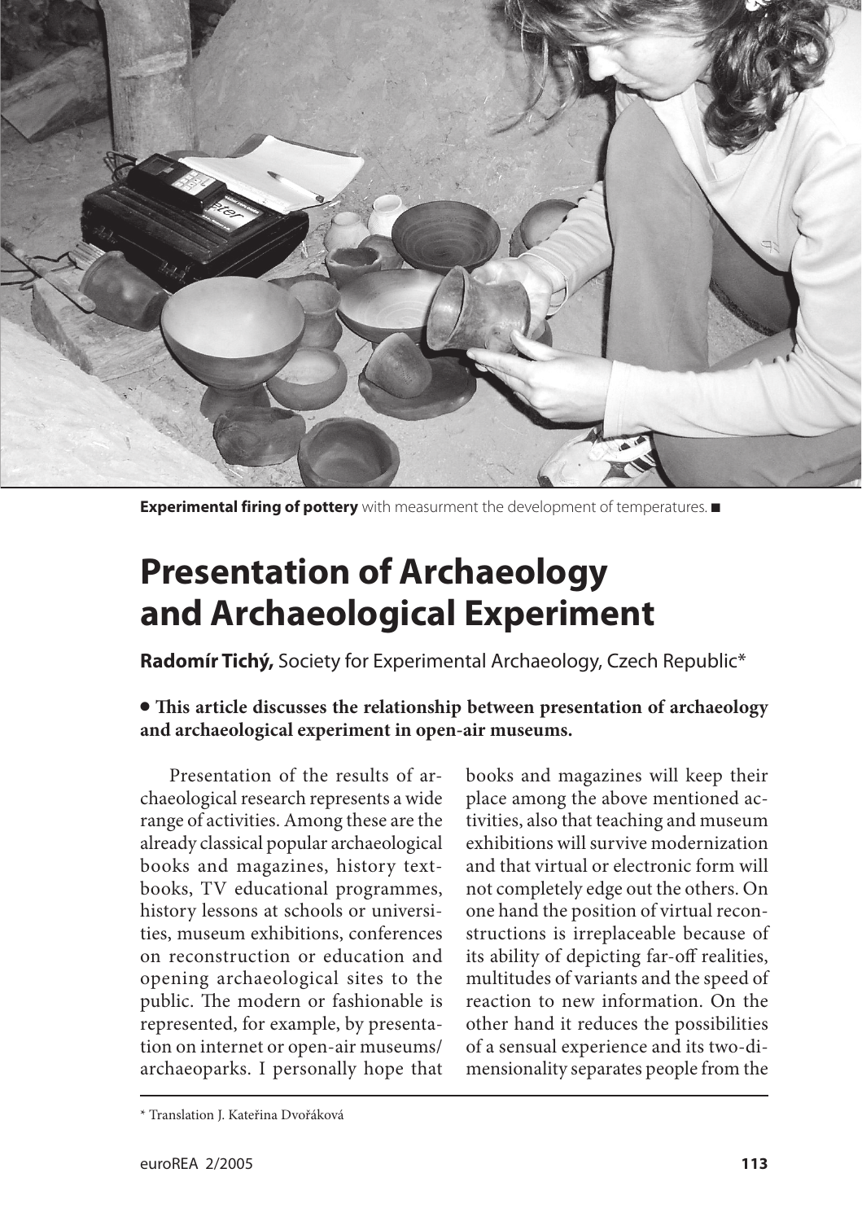**Experimental firing of pottery** with measurment the development of temperatures. ■

# Presentation of Archaeology and Archaeological Experiment

**Radomír Tichý,** Society for Experimental Archaeology, Czech Republic*

**• This article discusses the relationship between presentation of archaeology and archaeological experiment in open-air museums.**

Presentation of the results of archaeological research represents a wide range of activities. Among these are the already classical popular archaeological books and magazines, history textbooks, TV educational programmes, history lessons at schools or universities, museum exhibitions, conferences on reconstruction or education and opening archaeological sites to the public. The modern or fashionable is represented, for example, by presentation on internet or open-air museums/archaeoparks. I personally hope that books and magazines will keep their place among the above mentioned activities, also that teaching and museum exhibitions will survive modernization and that virtual or electronic form will not completely edge out the others. On one hand the position of virtual reconstructions is irreplaceable because of its ability of depicting far-off realities, multitudes of variants and the speed of reaction to new information. On the other hand it reduces the possibilities of a sensual experience and its two-dimensionality separates people from the

* Translation J. Kateřina Dvořáková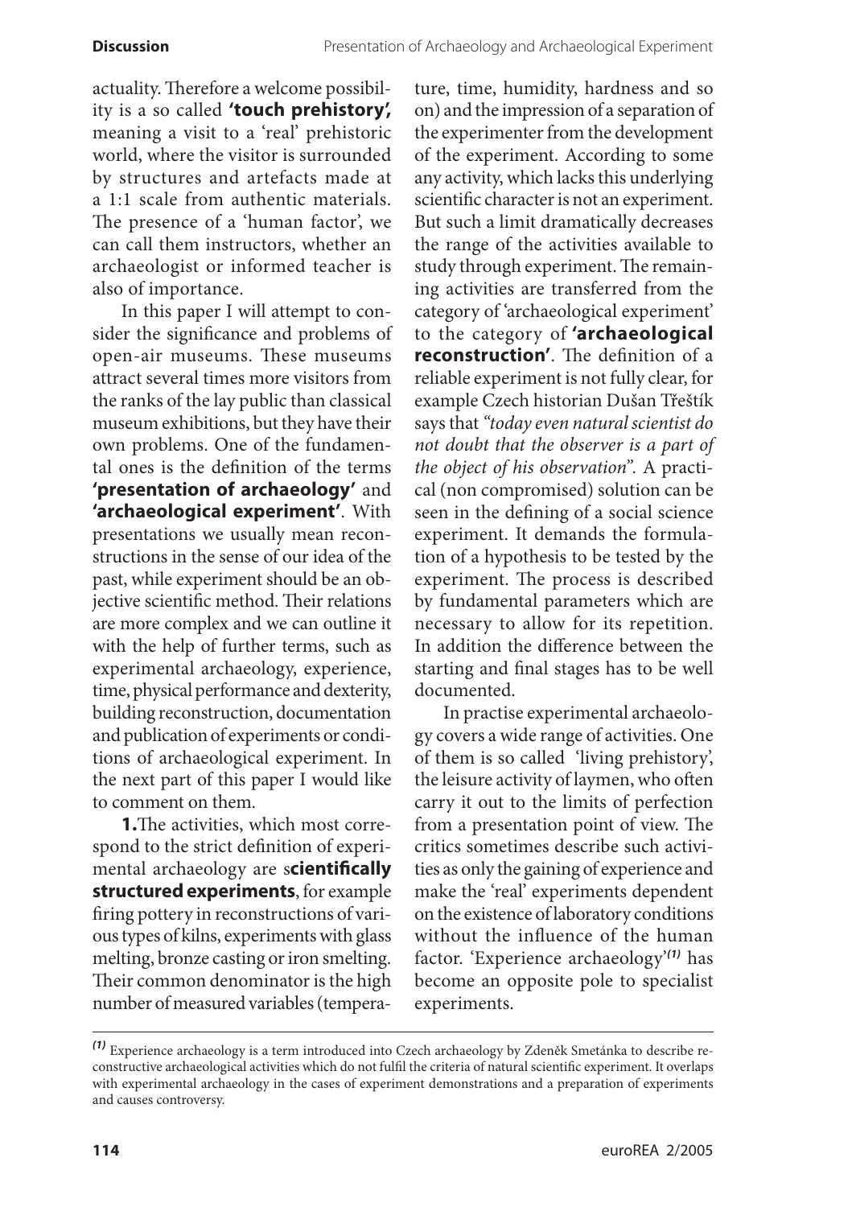actuality. Therefore a welcome possibility is a so called **'touch prehistory',** meaning a visit to a 'real' prehistoric world, where the visitor is surrounded by structures and artefacts made at a 1:1 scale from authentic materials. The presence of a 'human factor', we can call them instructors, whether an archaeologist or informed teacher is also of importance.

In this paper I will attempt to consider the significance and problems of open-air museums. These museums attract several times more visitors from the ranks of the lay public than classical museum exhibitions, but they have their own problems. One of the fundamental ones is the definition of the terms **'presentation of archaeology'** and **'archaeological experiment'**. With presentations we usually mean reconstructions in the sense of our idea of the past, while experiment should be an objective scientific method. Their relations are more complex and we can outline it with the help of further terms, such as experimental archaeology, experience, time, physical performance and dexterity, building reconstruction, documentation and publication of experiments or conditions of archaeological experiment. In the next part of this paper I would like to comment on them.

**1.**The activities, which most correspond to the strict definition of experimental archaeology are s**cientifically structured experiments**, for example firing pottery in reconstructions of various types of kilns, experiments with glass melting, bronze casting or iron smelting. Their common denominator is the high number of measured variables (temperature, time, humidity, hardness and so on) and the impression of a separation of the experimenter from the development of the experiment. According to some any activity, which lacks this underlying scientific character is not an experiment. But such a limit dramatically decreases the range of the activities available to study through experiment. The remaining activities are transferred from the category of 'archaeological experiment' to the category of **'archaeological reconstruction'**. The definition of a reliable experiment is not fully clear, for example Czech historian Dušan Třeštík says that *"today even natural scientist do not doubt that the observer is a part of the object of his observation"*. A practical (non compromised) solution can be seen in the defining of a social science experiment. It demands the formulation of a hypothesis to be tested by the experiment. The process is described by fundamental parameters which are necessary to allow for its repetition. In addition the difference between the starting and final stages has to be well documented.

In practise experimental archaeology covers a wide range of activities. One of them is so called 'living prehistory', the leisure activity of laymen, who often carry it out to the limits of perfection from a presentation point of view. The critics sometimes describe such activities as only the gaining of experience and make the 'real' experiments dependent on the existence of laboratory conditions without the influence of the human factor. 'Experience archaeology'*[(1)]* has become an opposite pole to specialist experiments.

---

*(1)* Experience archaeology is a term introduced into Czech archaeology by Zdeněk Smetánka to describe reconstructive archaeological activities which do not fulfil the criteria of natural scientific experiment. It overlaps with experimental archaeology in the cases of experiment demonstrations and a preparation of experiments and causes controversy.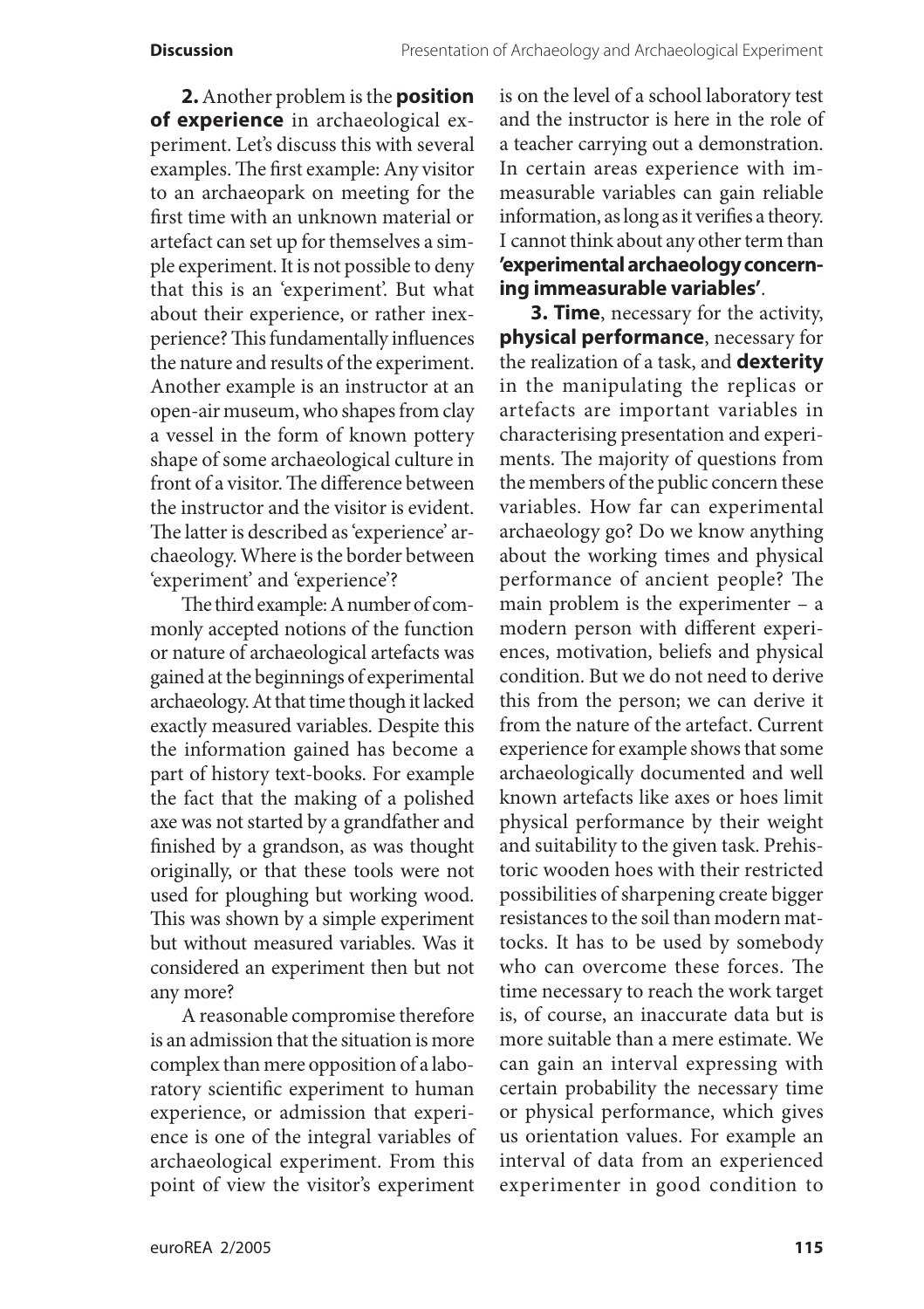**2.** Another problem is the **position of experience** in archaeological experiment. Let's discuss this with several examples. The first example: Any visitor to an archaeopark on meeting for the first time with an unknown material or artefact can set up for themselves a simple experiment. It is not possible to deny that this is an 'experiment'. But what about their experience, or rather inexperience? This fundamentally influences the nature and results of the experiment. Another example is an instructor at an open-air museum, who shapes from clay a vessel in the form of known pottery shape of some archaeological culture in front of a visitor. The difference between the instructor and the visitor is evident. The latter is described as 'experience' archaeology. Where is the border between 'experiment' and 'experience'?

The third example: A number of commonly accepted notions of the function or nature of archaeological artefacts was gained at the beginnings of experimental archaeology. At that time though it lacked exactly measured variables. Despite this the information gained has become a part of history text-books. For example the fact that the making of a polished axe was not started by a grandfather and finished by a grandson, as was thought originally, or that these tools were not used for ploughing but working wood. This was shown by a simple experiment but without measured variables. Was it considered an experiment then but not any more?

A reasonable compromise therefore is an admission that the situation is more complex than mere opposition of a laboratory scientific experiment to human experience, or admission that experience is one of the integral variables of archaeological experiment. From this point of view the visitor's experiment is on the level of a school laboratory test and the instructor is here in the role of a teacher carrying out a demonstration. In certain areas experience with immeasurable variables can gain reliable information, as long as it verifies a theory. I cannot think about any other term than **'experimental archaeology concerning immeasurable variables'**.

**3. Time**, necessary for the activity, **physical performance**, necessary for the realization of a task, and **dexterity** in the manipulating the replicas or artefacts are important variables in characterising presentation and experiments. The majority of questions from the members of the public concern these variables. How far can experimental archaeology go? Do we know anything about the working times and physical performance of ancient people? The main problem is the experimenter – a modern person with different experiences, motivation, beliefs and physical condition. But we do not need to derive this from the person; we can derive it from the nature of the artefact. Current experience for example shows that some archaeologically documented and well known artefacts like axes or hoes limit physical performance by their weight and suitability to the given task. Prehistoric wooden hoes with their restricted possibilities of sharpening create bigger resistances to the soil than modern mattocks. It has to be used by somebody who can overcome these forces. The time necessary to reach the work target is, of course, an inaccurate data but is more suitable than a mere estimate. We can gain an interval expressing with certain probability the necessary time or physical performance, which gives us orientation values. For example an interval of data from an experienced experimenter in good condition to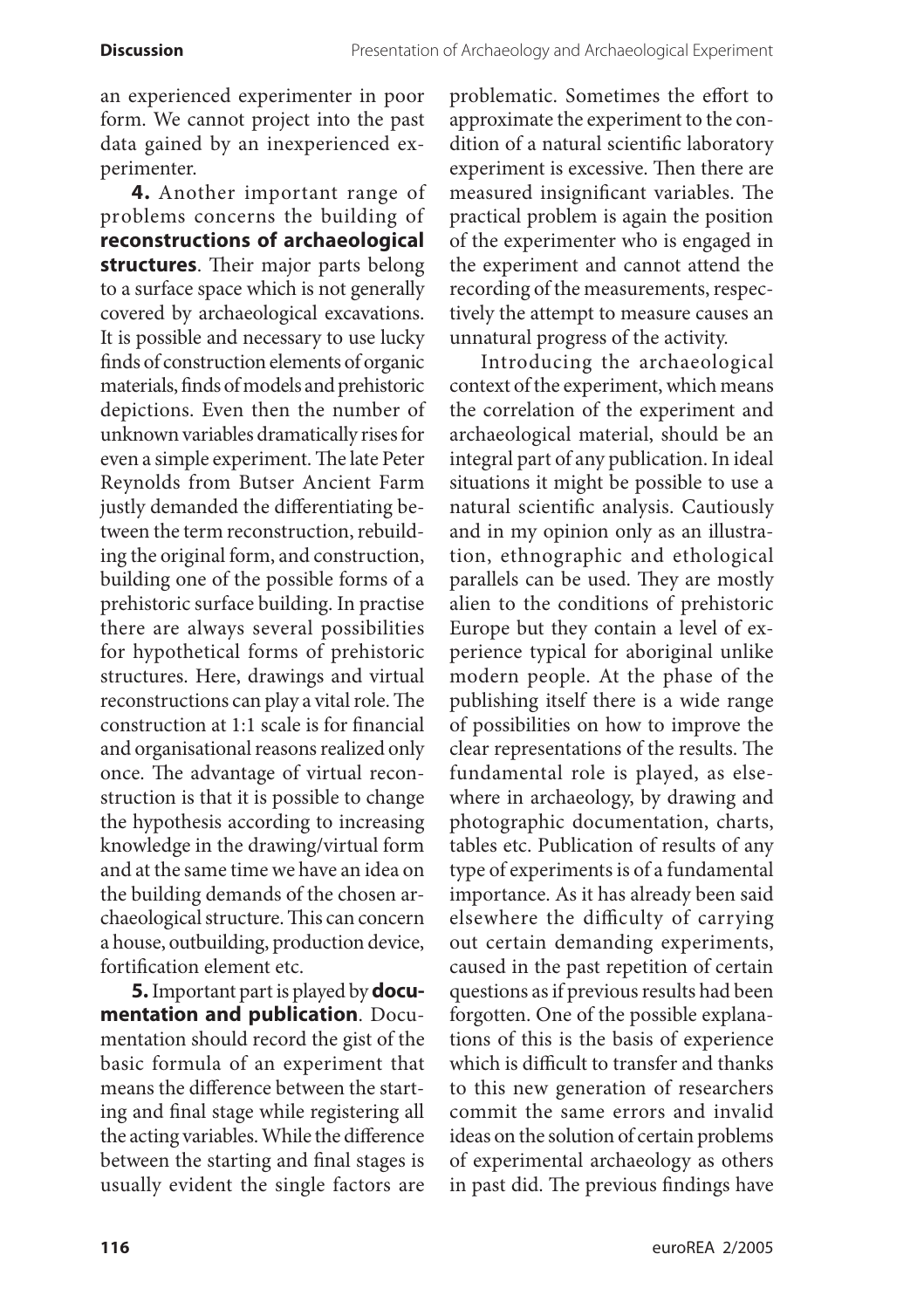an experienced experimenter in poor form. We cannot project into the past data gained by an inexperienced experimenter.

**4.** Another important range of problems concerns the building of **reconstructions of archaeological structures**. Their major parts belong to a surface space which is not generally covered by archaeological excavations. It is possible and necessary to use lucky finds of construction elements of organic materials, finds of models and prehistoric depictions. Even then the number of unknown variables dramatically rises for even a simple experiment. The late Peter Reynolds from Butser Ancient Farm justly demanded the differentiating between the term reconstruction, rebuilding the original form, and construction, building one of the possible forms of a prehistoric surface building. In practise there are always several possibilities for hypothetical forms of prehistoric structures. Here, drawings and virtual reconstructions can play a vital role. The construction at 1:1 scale is for financial and organisational reasons realized only once. The advantage of virtual reconstruction is that it is possible to change the hypothesis according to increasing knowledge in the drawing/virtual form and at the same time we have an idea on the building demands of the chosen archaeological structure. This can concern a house, outbuilding, production device, fortification element etc.

**5.** Important part is played by **documentation and publication**. Documentation should record the gist of the basic formula of an experiment that means the difference between the starting and final stage while registering all the acting variables. While the difference between the starting and final stages is usually evident the single factors are problematic. Sometimes the effort to approximate the experiment to the condition of a natural scientific laboratory experiment is excessive. Then there are measured insignificant variables. The practical problem is again the position of the experimenter who is engaged in the experiment and cannot attend the recording of the measurements, respectively the attempt to measure causes an unnatural progress of the activity.

Introducing the archaeological context of the experiment, which means the correlation of the experiment and archaeological material, should be an integral part of any publication. In ideal situations it might be possible to use a natural scientific analysis. Cautiously and in my opinion only as an illustration, ethnographic and ethological parallels can be used. They are mostly alien to the conditions of prehistoric Europe but they contain a level of experience typical for aboriginal unlike modern people. At the phase of the publishing itself there is a wide range of possibilities on how to improve the clear representations of the results. The fundamental role is played, as elsewhere in archaeology, by drawing and photographic documentation, charts, tables etc. Publication of results of any type of experiments is of a fundamental importance. As it has already been said elsewhere the difficulty of carrying out certain demanding experiments, caused in the past repetition of certain questions as if previous results had been forgotten. One of the possible explanations of this is the basis of experience which is difficult to transfer and thanks to this new generation of researchers commit the same errors and invalid ideas on the solution of certain problems of experimental archaeology as others in past did. The previous findings have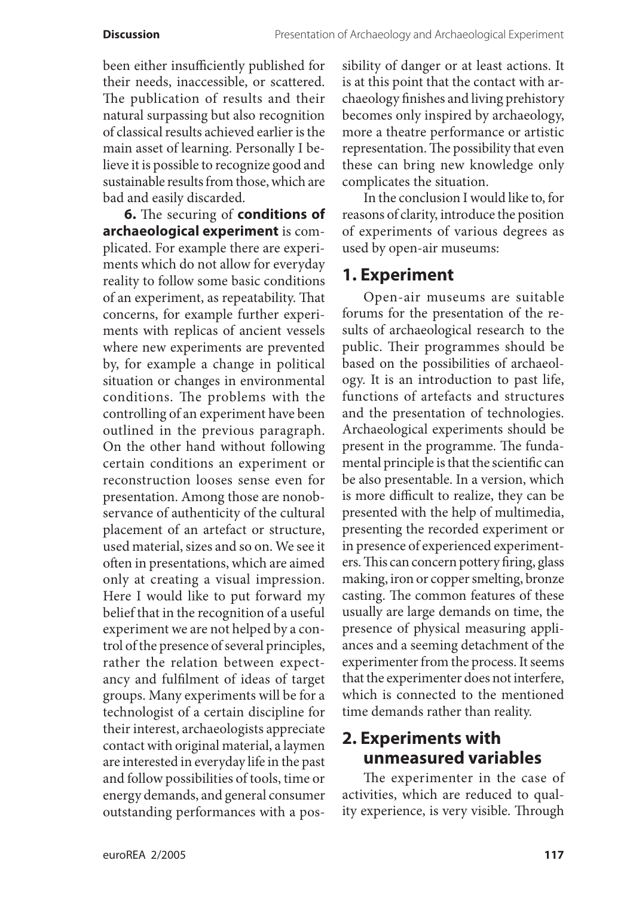been either insufficiently published for their needs, inaccessible, or scattered. The publication of results and their natural surpassing but also recognition of classical results achieved earlier is the main asset of learning. Personally I believe it is possible to recognize good and sustainable results from those, which are bad and easily discarded.

**6.** The securing of **conditions of archaeological experiment** is complicated. For example there are experiments which do not allow for everyday reality to follow some basic conditions of an experiment, as repeatability. That concerns, for example further experiments with replicas of ancient vessels where new experiments are prevented by, for example a change in political situation or changes in environmental conditions. The problems with the controlling of an experiment have been outlined in the previous paragraph. On the other hand without following certain conditions an experiment or reconstruction looses sense even for presentation. Among those are nonobservance of authenticity of the cultural placement of an artefact or structure, used material, sizes and so on. We see it often in presentations, which are aimed only at creating a visual impression. Here I would like to put forward my belief that in the recognition of a useful experiment we are not helped by a control of the presence of several principles, rather the relation between expectancy and fulfilment of ideas of target groups. Many experiments will be for a technologist of a certain discipline for their interest, archaeologists appreciate contact with original material, a laymen are interested in everyday life in the past and follow possibilities of tools, time or energy demands, and general consumer outstanding performances with a possibility of danger or at least actions. It is at this point that the contact with archaeology finishes and living prehistory becomes only inspired by archaeology, more a theatre performance or artistic representation. The possibility that even these can bring new knowledge only complicates the situation.

In the conclusion I would like to, for reasons of clarity, introduce the position of experiments of various degrees as used by open-air museums:

## 1. Experiment

Open-air museums are suitable forums for the presentation of the results of archaeological research to the public. Their programmes should be based on the possibilities of archaeology. It is an introduction to past life, functions of artefacts and structures and the presentation of technologies. Archaeological experiments should be present in the programme. The fundamental principle is that the scientific can be also presentable. In a version, which is more difficult to realize, they can be presented with the help of multimedia, presenting the recorded experiment or in presence of experienced experimenters. This can concern pottery firing, glass making, iron or copper smelting, bronze casting. The common features of these usually are large demands on time, the presence of physical measuring appliances and a seeming detachment of the experimenter from the process. It seems that the experimenter does not interfere, which is connected to the mentioned time demands rather than reality.

## 2. Experiments with unmeasured variables

The experimenter in the case of activities, which are reduced to quality experience, is very visible. Through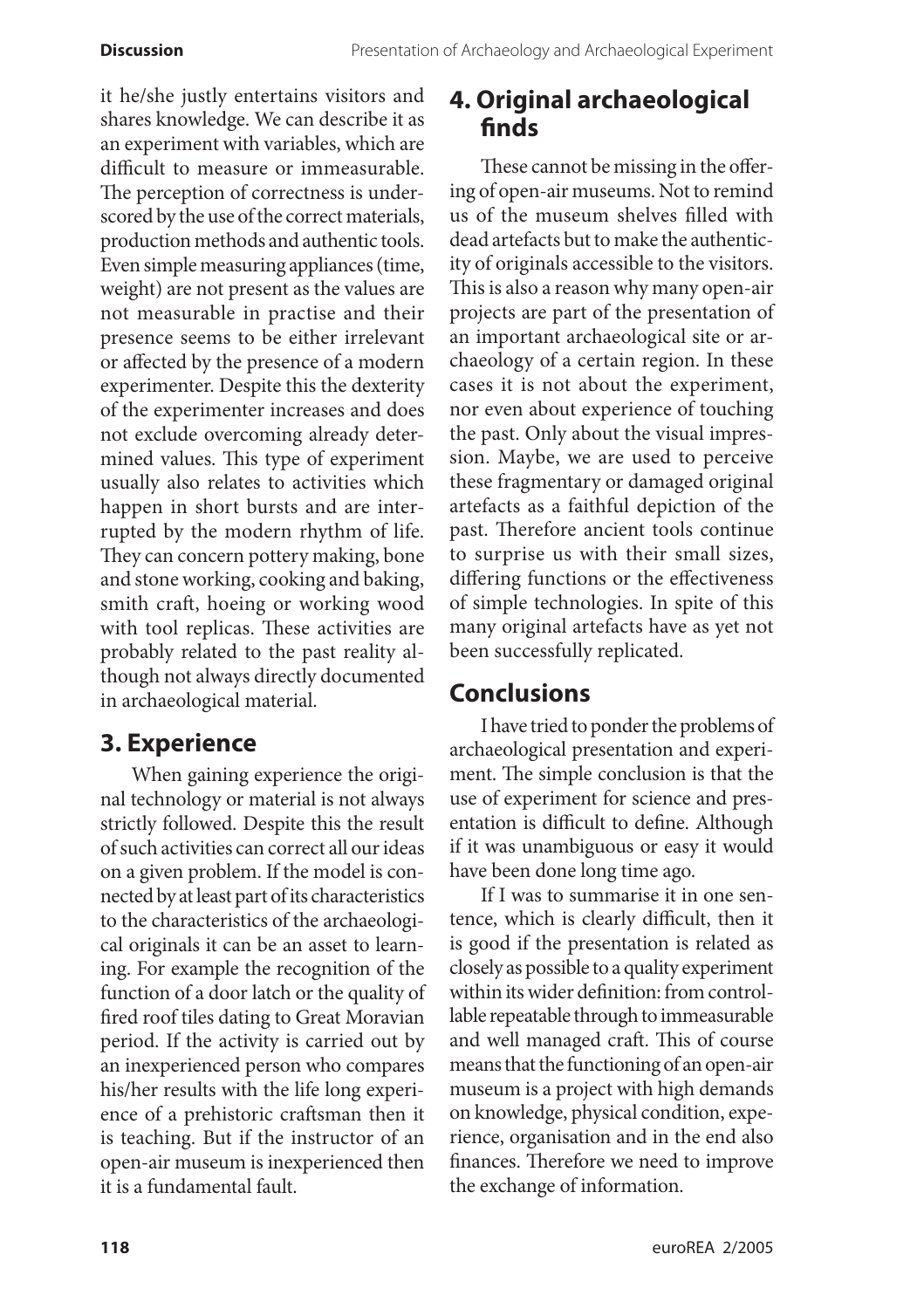it he/she justly entertains visitors and shares knowledge. We can describe it as an experiment with variables, which are difficult to measure or immeasurable. The perception of correctness is underscored by the use of the correct materials, production methods and authentic tools. Even simple measuring appliances (time, weight) are not present as the values are not measurable in practise and their presence seems to be either irrelevant or affected by the presence of a modern experimenter. Despite this the dexterity of the experimenter increases and does not exclude overcoming already determined values. This type of experiment usually also relates to activities which happen in short bursts and are interrupted by the modern rhythm of life. They can concern pottery making, bone and stone working, cooking and baking, smith craft, hoeing or working wood with tool replicas. These activities are probably related to the past reality although not always directly documented in archaeological material.

## 3. Experience

When gaining experience the original technology or material is not always strictly followed. Despite this the result of such activities can correct all our ideas on a given problem. If the model is connected by at least part of its characteristics to the characteristics of the archaeological originals it can be an asset to learning. For example the recognition of the function of a door latch or the quality of fired roof tiles dating to Great Moravian period. If the activity is carried out by an inexperienced person who compares his/her results with the life long experience of a prehistoric craftsman then it is teaching. But if the instructor of an open-air museum is inexperienced then it is a fundamental fault.

## 4. Original archaeological finds

These cannot be missing in the offering of open-air museums. Not to remind us of the museum shelves filled with dead artefacts but to make the authenticity of originals accessible to the visitors. This is also a reason why many open-air projects are part of the presentation of an important archaeological site or archaeology of a certain region. In these cases it is not about the experiment, nor even about experience of touching the past. Only about the visual impression. Maybe, we are used to perceive these fragmentary or damaged original artefacts as a faithful depiction of the past. Therefore ancient tools continue to surprise us with their small sizes, differing functions or the effectiveness of simple technologies. In spite of this many original artefacts have as yet not been successfully replicated.

## Conclusions

I have tried to ponder the problems of archaeological presentation and experiment. The simple conclusion is that the use of experiment for science and presentation is difficult to define. Although if it was unambiguous or easy it would have been done long time ago.

If I was to summarise it in one sentence, which is clearly difficult, then it is good if the presentation is related as closely as possible to a quality experiment within its wider definition: from controllable repeatable through to immeasurable and well managed craft. This of course means that the functioning of an open-air museum is a project with high demands on knowledge, physical condition, experience, organisation and in the end also finances. Therefore we need to improve the exchange of information.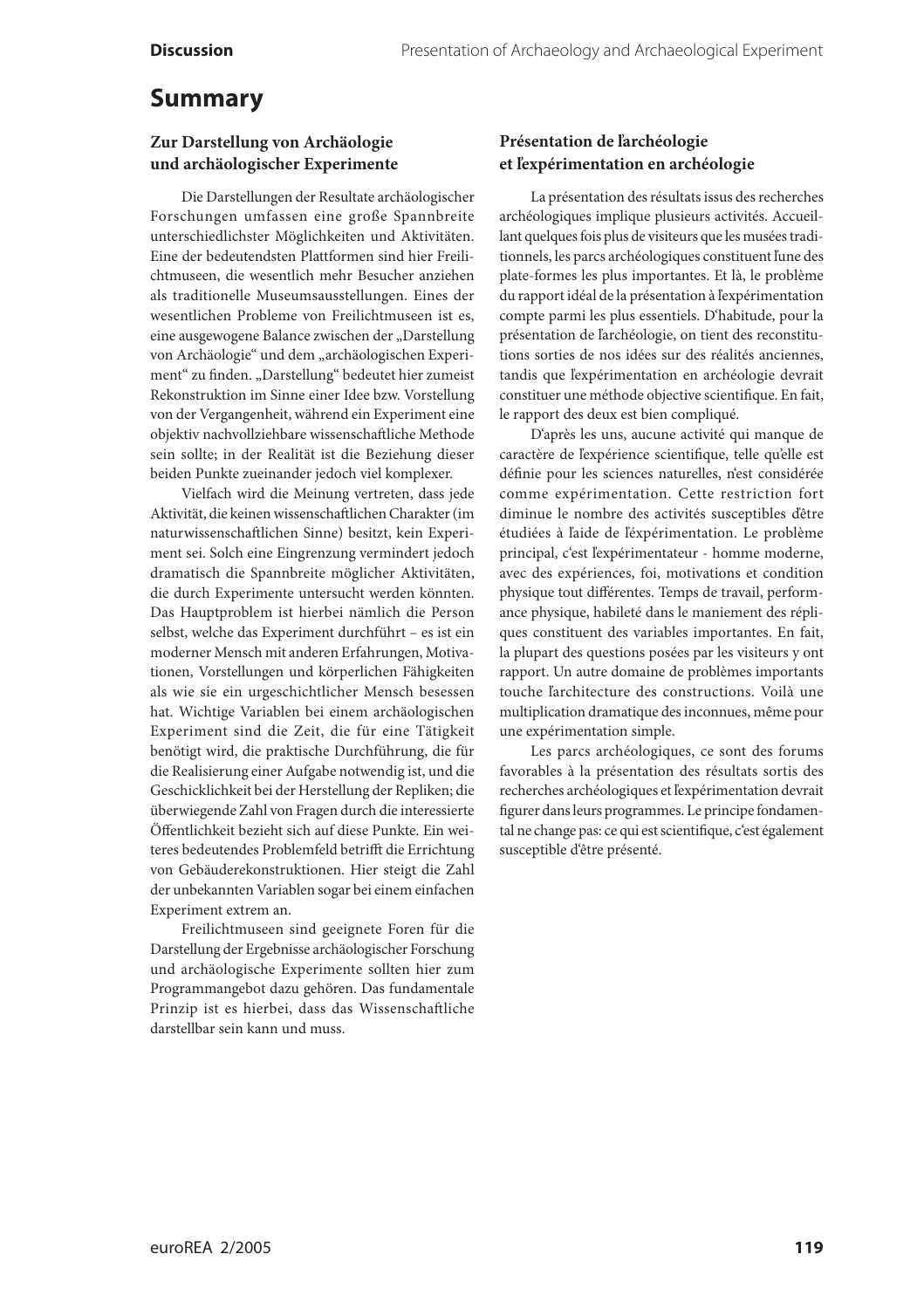# Summary

### Zur Darstellung von Archäologie und archäologischer Experimente

Die Darstellungen der Resultate archäologischer Forschungen umfassen eine große Spannbreite unterschiedlichster Möglichkeiten und Aktivitäten. Eine der bedeutendsten Plattformen sind hier Freilichtmuseen, die wesentlich mehr Besucher anziehen als traditionelle Museumsausstellungen. Eines der wesentlichen Probleme von Freilichtmuseen ist es, eine ausgewogene Balance zwischen der „Darstellung von Archäologie" und dem „archäologischen Experiment" zu finden. „Darstellung" bedeutet hier zumeist Rekonstruktion im Sinne einer Idee bzw. Vorstellung von der Vergangenheit, während ein Experiment eine objektiv nachvollziehbare wissenschaftliche Methode sein sollte; in der Realität ist die Beziehung dieser beiden Punkte zueinander jedoch viel komplexer.

Vielfach wird die Meinung vertreten, dass jede Aktivität, die keinen wissenschaftlichen Charakter (im naturwissenschaftlichen Sinne) besitzt, kein Experiment sei. Solch eine Eingrenzung vermindert jedoch dramatisch die Spannbreite möglicher Aktivitäten, die durch Experimente untersucht werden könnten. Das Hauptproblem ist hierbei nämlich die Person selbst, welche das Experiment durchführt – es ist ein moderner Mensch mit anderen Erfahrungen, Motivationen, Vorstellungen und körperlichen Fähigkeiten als wie sie ein urgeschichtlicher Mensch besessen hat. Wichtige Variablen bei einem archäologischen Experiment sind die Zeit, die für eine Tätigkeit benötigt wird, die praktische Durchführung, die für die Realisierung einer Aufgabe notwendig ist, und die Geschicklichkeit bei der Herstellung der Repliken; die überwiegende Zahl von Fragen durch die interessierte Öffentlichkeit bezieht sich auf diese Punkte. Ein weiteres bedeutendes Problemfeld betrifft die Errichtung von Gebäuderekonstruktionen. Hier steigt die Zahl der unbekannten Variablen sogar bei einem einfachen Experiment extrem an.

Freilichtmuseen sind geeignete Foren für die Darstellung der Ergebnisse archäologischer Forschung und archäologische Experimente sollten hier zum Programmangebot dazu gehören. Das fundamentale Prinzip ist es hierbei, dass das Wissenschaftliche darstellbar sein kann und muss.

### Présentation de l'archéologie et l'expérimentation en archéologie

La présentation des résultats issus des recherches archéologiques implique plusieurs activités. Accueillant quelques fois plus de visiteurs que les musées traditionnels, les parcs archéologiques constituent l'une des plate-formes les plus importantes. Et là, le problème du rapport idéal de la présentation à l'expérimentation compte parmi les plus essentiels. D'habitude, pour la présentation de l'archéologie, on tient des reconstitutions sorties de nos idées sur des réalités anciennes, tandis que l'expérimentation en archéologie devrait constituer une méthode objective scientifique. En fait, le rapport des deux est bien compliqué.

D'après les uns, aucune activité qui manque de caractère de l'expérience scientifique, telle qu'elle est définie pour les sciences naturelles, n'est considérée comme expérimentation. Cette restriction fort diminue le nombre des activités susceptibles d'être étudiées à l'aide de l'éxpérimentation. Le problème principal, c'est l'expérimentateur - homme moderne, avec des expériences, foi, motivations et condition physique tout différentes. Temps de travail, performance physique, habileté dans le maniement des répliques constituent des variables importantes. En fait, la plupart des questions posées par les visiteurs y ont rapport. Un autre domaine de problèmes importants touche l'architecture des constructions. Voilà une multiplication dramatique des inconnues, même pour une expérimentation simple.

Les parcs archéologiques, ce sont des forums favorables à la présentation des résultats sortis des recherches archéologiques et l'expérimentation devrait figurer dans leurs programmes. Le principe fondamental ne change pas: ce qui est scientifique, c'est également susceptible d'être présenté.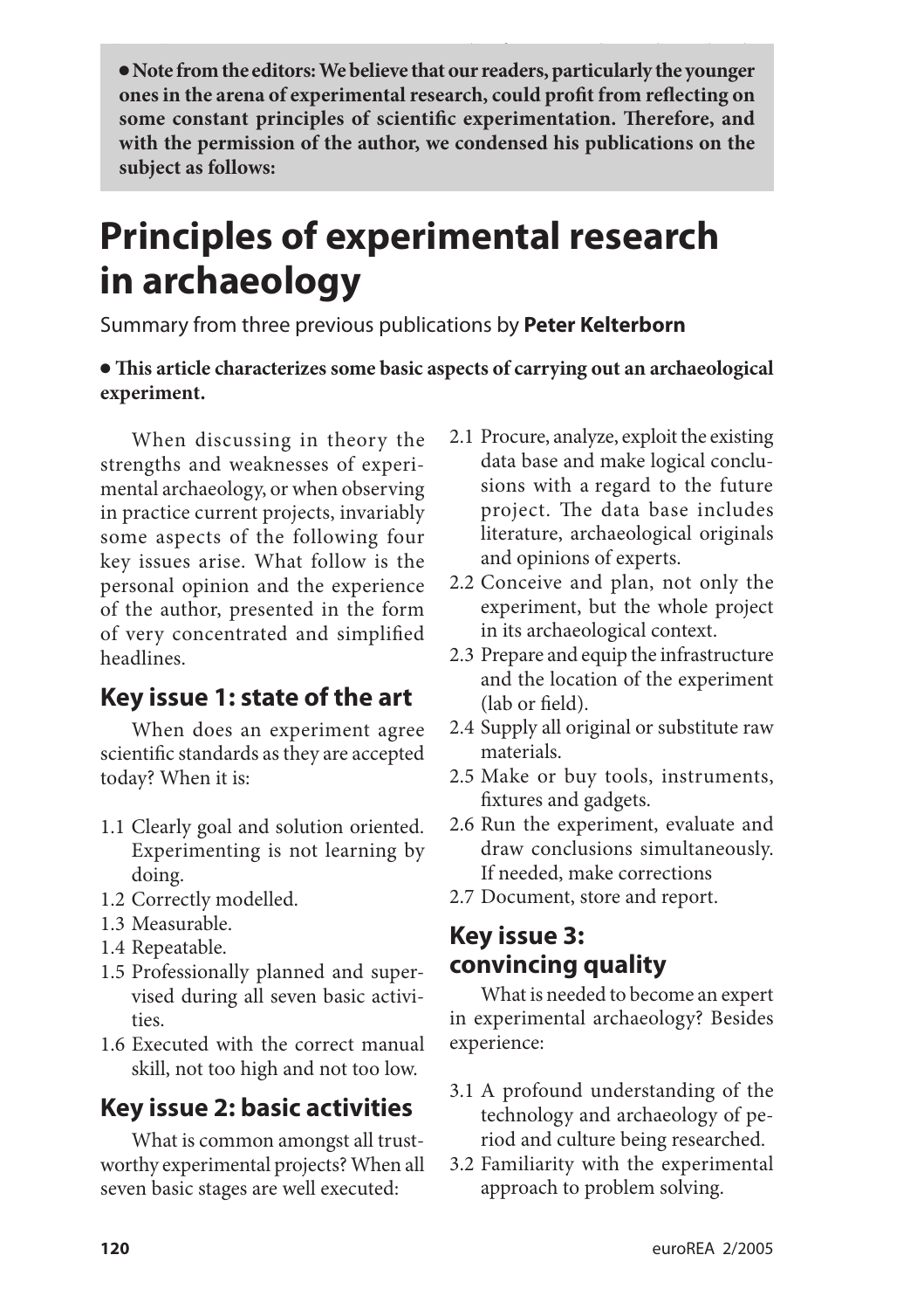**● Note from the editors: We believe that our readers, particularly the younger ones in the arena of experimental research, could profit from reflecting on some constant principles of scientific experimentation. Therefore, and with the permission of the author, we condensed his publications on the subject as follows:**

# Principles of experimental research in archaeology

Summary from three previous publications by **Peter Kelterborn**

**● This article characterizes some basic aspects of carrying out an archaeological experiment.**

When discussing in theory the strengths and weaknesses of experimental archaeology, or when observing in practice current projects, invariably some aspects of the following four key issues arise. What follow is the personal opinion and the experience of the author, presented in the form of very concentrated and simplified headlines.

## Key issue 1: state of the art

When does an experiment agree scientific standards as they are accepted today? When it is:

1.1 Clearly goal and solution oriented. Experimenting is not learning by doing.
1.2 Correctly modelled.
1.3 Measurable.
1.4 Repeatable.
1.5 Professionally planned and supervised during all seven basic activities.
1.6 Executed with the correct manual skill, not too high and not too low.

## Key issue 2: basic activities

What is common amongst all trustworthy experimental projects? When all seven basic stages are well executed:

2.1 Procure, analyze, exploit the existing data base and make logical conclusions with a regard to the future project. The data base includes literature, archaeological originals and opinions of experts.
2.2 Conceive and plan, not only the experiment, but the whole project in its archaeological context.
2.3 Prepare and equip the infrastructure and the location of the experiment (lab or field).
2.4 Supply all original or substitute raw materials.
2.5 Make or buy tools, instruments, fixtures and gadgets.
2.6 Run the experiment, evaluate and draw conclusions simultaneously. If needed, make corrections
2.7 Document, store and report.

## Key issue 3: convincing quality

What is needed to become an expert in experimental archaeology? Besides experience:

3.1 A profound understanding of the technology and archaeology of period and culture being researched.
3.2 Familiarity with the experimental approach to problem solving.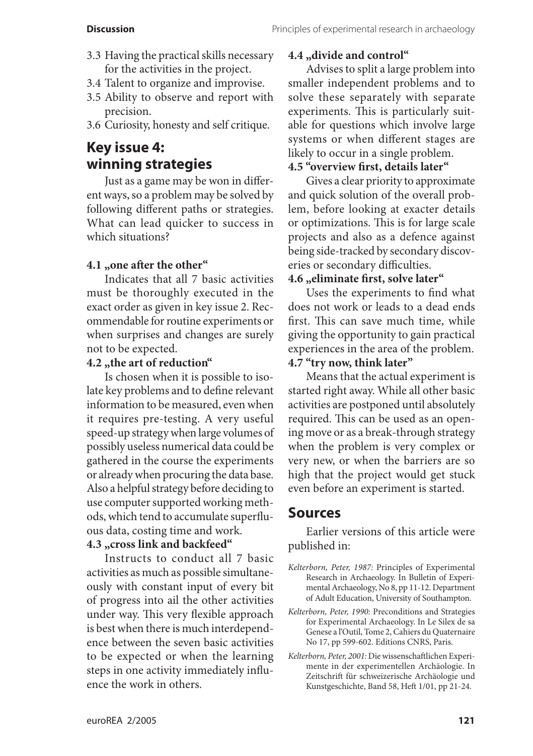3.3 Having the practical skills necessary for the activities in the project.
3.4 Talent to organize and improvise.
3.5 Ability to observe and report with precision.
3.6 Curiosity, honesty and self critique.

## Key issue 4: winning strategies

Just as a game may be won in different ways, so a problem may be solved by following different paths or strategies. What can lead quicker to success in which situations?

**4.1 „one after the other"**

Indicates that all 7 basic activities must be thoroughly executed in the exact order as given in key issue 2. Recommendable for routine experiments or when surprises and changes are surely not to be expected.

**4.2 „the art of reduction"**

Is chosen when it is possible to isolate key problems and to define relevant information to be measured, even when it requires pre-testing. A very useful speed-up strategy when large volumes of possibly useless numerical data could be gathered in the course the experiments or already when procuring the data base. Also a helpful strategy before deciding to use computer supported working methods, which tend to accumulate superfluous data, costing time and work.

**4.3 „cross link and backfeed"**

Instructs to conduct all 7 basic activities as much as possible simultaneously with constant input of every bit of progress into ail the other activities under way. This very flexible approach is best when there is much interdependence between the seven basic activities to be expected or when the learning steps in one activity immediately influence the work in others.

**4.4 „divide and control"**

Advises to split a large problem into smaller independent problems and to solve these separately with separate experiments. This is particularly suitable for questions which involve large systems or when different stages are likely to occur in a single problem.

**4.5 "overview first, details later"**

Gives a clear priority to approximate and quick solution of the overall problem, before looking at exacter details or optimizations. This is for large scale projects and also as a defence against being side-tracked by secondary discoveries or secondary difficulties.

**4.6 „eliminate first, solve later"**

Uses the experiments to find what does not work or leads to a dead ends first. This can save much time, while giving the opportunity to gain practical experiences in the area of the problem.

**4.7 "try now, think later"**

Means that the actual experiment is started right away. While all other basic activities are postponed until absolutely required. This can be used as an opening move or as a break-through strategy when the problem is very complex or very new, or when the barriers are so high that the project would get stuck even before an experiment is started.

## Sources

Earlier versions of this article were published in:

*Kelterborn, Peter, 1987:* Principles of Experimental Research in Archaeology. In Bulletin of Experimental Archaeology, No 8, pp 11-12. Department of Adult Education, University of Southampton.

*Kelterborn, Peter, 1990:* Preconditions and Strategies for Experimental Archaeology. In Le Silex de sa Genese a l'Outil, Tome 2, Cahiers du Quaternaire No 17, pp 599-602. Editions CNRS, Paris.

*Kelterborn, Peter, 2001:* Die wissenschaftlichen Experimente in der experimentellen Archäologie. In Zeitschrift für schweizerische Archäologie und Kunstgeschichte, Band 58, Heft 1/01, pp 21-24.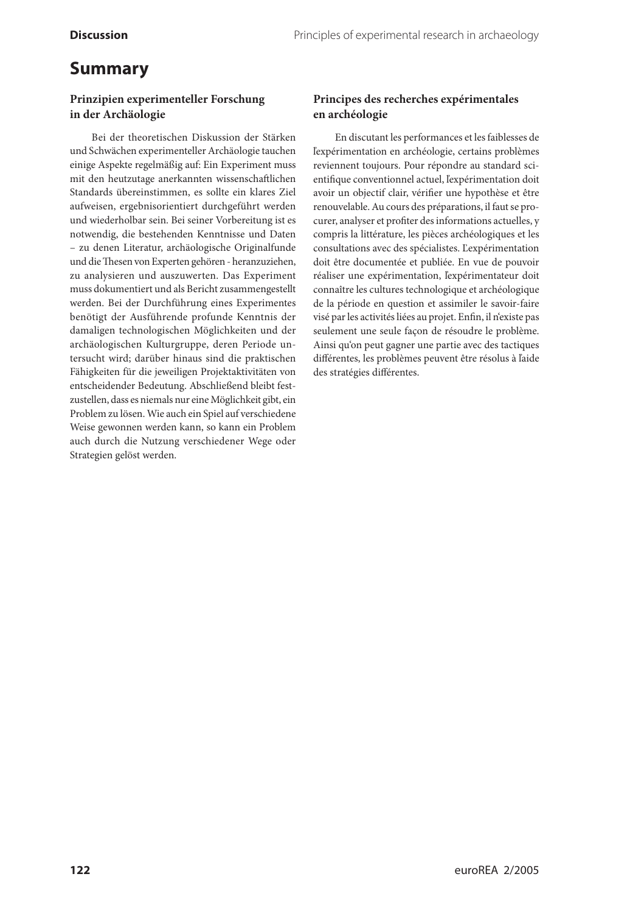## Summary

### Prinzipien experimenteller Forschung in der Archäologie

Bei der theoretischen Diskussion der Stärken und Schwächen experimenteller Archäologie tauchen einige Aspekte regelmäßig auf: Ein Experiment muss mit den heutzutage anerkannten wissenschaftlichen Standards übereinstimmen, es sollte ein klares Ziel aufweisen, ergebnisorientiert durchgeführt werden und wiederholbar sein. Bei seiner Vorbereitung ist es notwendig, die bestehenden Kenntnisse und Daten – zu denen Literatur, archäologische Originalfunde und die Thesen von Experten gehören - heranzuziehen, zu analysieren und auszuwerten. Das Experiment muss dokumentiert und als Bericht zusammengestellt werden. Bei der Durchführung eines Experimentes benötigt der Ausführende profunde Kenntnis der damaligen technologischen Möglichkeiten und der archäologischen Kulturgruppe, deren Periode untersucht wird; darüber hinaus sind die praktischen Fähigkeiten für die jeweiligen Projektaktivitäten von entscheidender Bedeutung. Abschließend bleibt festzustellen, dass es niemals nur eine Möglichkeit gibt, ein Problem zu lösen. Wie auch ein Spiel auf verschiedene Weise gewonnen werden kann, so kann ein Problem auch durch die Nutzung verschiedener Wege oder Strategien gelöst werden.

### Principes des recherches expérimentales en archéologie

En discutant les performances et les faiblesses de l'expérimentation en archéologie, certains problèmes reviennent toujours. Pour répondre au standard scientifique conventionnel actuel, l'expérimentation doit avoir un objectif clair, vérifier une hypothèse et être renouvelable. Au cours des préparations, il faut se procurer, analyser et profiter des informations actuelles, y compris la littérature, les pièces archéologiques et les consultations avec des spécialistes. L'expérimentation doit être documentée et publiée. En vue de pouvoir réaliser une expérimentation, l'expérimentateur doit connaître les cultures technologique et archéologique de la période en question et assimiler le savoir-faire visé par les activités liées au projet. Enfin, il n'existe pas seulement une seule façon de résoudre le problème. Ainsi qu'on peut gagner une partie avec des tactiques différentes, les problèmes peuvent être résolus à l'aide des stratégies différentes.